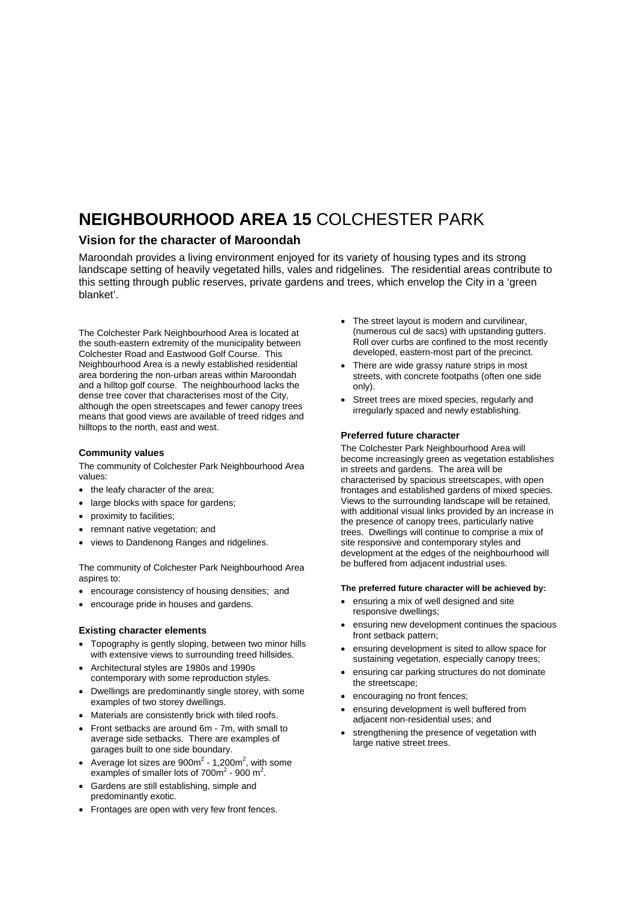# **NEIGHBOURHOOD AREA 15** COLCHESTER PARK

## Vision for the character of Maroondah

Maroondah provides a living environment enjoyed for its variety of housing types and its strong landscape setting of heavily vegetated hills, vales and ridgelines. The residential areas contribute to this setting through public reserves, private gardens and trees, which envelop the City in a 'green blanket'.

The Colchester Park Neighbourhood Area is located at the south-eastern extremity of the municipality between Colchester Road and Eastwood Golf Course. This Neighbourhood Area is a newly established residential area bordering the non-urban areas within Maroondah and a hilltop golf course. The neighbourhood lacks the dense tree cover that characterises most of the City, although the open streetscapes and fewer canopy trees means that good views are available of treed ridges and hilltops to the north, east and west.

### Community values

The community of Colchester Park Neighbourhood Area values:

- the leafy character of the area;
- large blocks with space for gardens;
- proximity to facilities;
- remnant native vegetation; and
- views to Dandenong Ranges and ridgelines.

The community of Colchester Park Neighbourhood Area aspires to:

- encourage consistency of housing densities; and
- encourage pride in houses and gardens.

### Existing character elements

- Topography is gently sloping, between two minor hills with extensive views to surrounding treed hillsides.
- Architectural styles are 1980s and 1990s contemporary with some reproduction styles.
- Dwellings are predominantly single storey, with some examples of two storey dwellings.
- Materials are consistently brick with tiled roofs.
- Front setbacks are around 6m - 7m, with small to average side setbacks. There are examples of garages built to one side boundary.
- Average lot sizes are 900m$^2$ - 1,200m$^2$, with some examples of smaller lots of 700m$^2$ - 900 m$^2$.
- Gardens are still establishing, simple and predominantly exotic.
- Frontages are open with very few front fences.
- The street layout is modern and curvilinear, (numerous cul de sacs) with upstanding gutters. Roll over curbs are confined to the most recently developed, eastern-most part of the precinct.
- There are wide grassy nature strips in most streets, with concrete footpaths (often one side only).
- Street trees are mixed species, regularly and irregularly spaced and newly establishing.

### Preferred future character

The Colchester Park Neighbourhood Area will become increasingly green as vegetation establishes in streets and gardens. The area will be characterised by spacious streetscapes, with open frontages and established gardens of mixed species. Views to the surrounding landscape will be retained, with additional visual links provided by an increase in the presence of canopy trees, particularly native trees. Dwellings will continue to comprise a mix of site responsive and contemporary styles and development at the edges of the neighbourhood will be buffered from adjacent industrial uses.

#### The preferred future character will be achieved by:

- ensuring a mix of well designed and site responsive dwellings;
- ensuring new development continues the spacious front setback pattern;
- ensuring development is sited to allow space for sustaining vegetation, especially canopy trees;
- ensuring car parking structures do not dominate the streetscape;
- encouraging no front fences;
- ensuring development is well buffered from adjacent non-residential uses; and
- strengthening the presence of vegetation with large native street trees.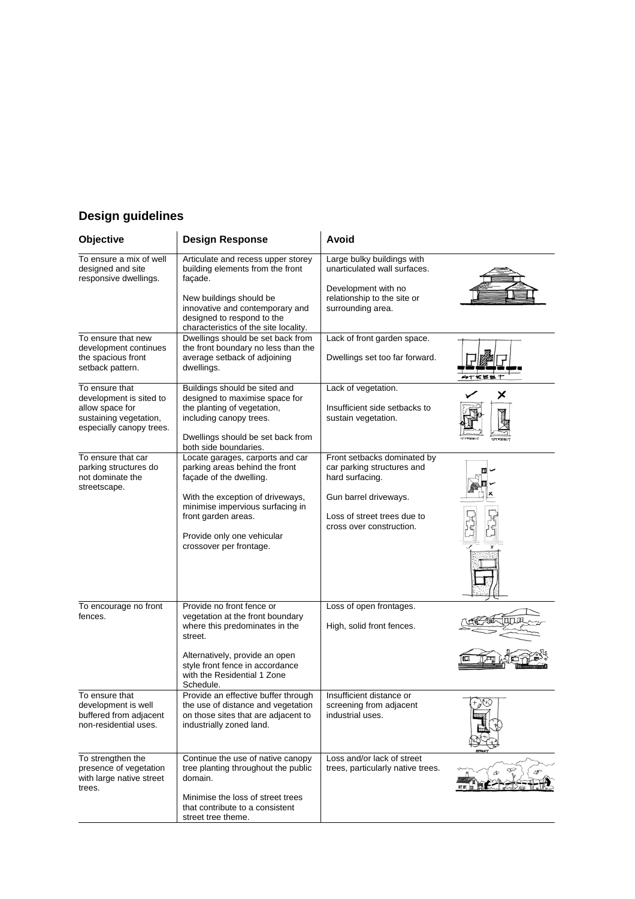## Design guidelines

| Objective | Design Response | Avoid |
|---|---|---|
| To ensure a mix of well designed and site responsive dwellings. | Articulate and recess upper storey building elements from the front façade.<br><br>New buildings should be innovative and contemporary and designed to respond to the characteristics of the site locality. | Large bulky buildings with unarticulated wall surfaces.<br><br>Development with no relationship to the site or surrounding area. |
| To ensure that new development continues the spacious front setback pattern. | Dwellings should be set back from the front boundary no less than the average setback of adjoining dwellings. | Lack of front garden space.<br><br>Dwellings set too far forward. |
| To ensure that development is sited to allow space for sustaining vegetation, especially canopy trees. | Buildings should be sited and designed to maximise space for the planting of vegetation, including canopy trees.<br><br>Dwellings should be set back from both side boundaries. | Lack of vegetation.<br><br>Insufficient side setbacks to sustain vegetation. |
| To ensure that car parking structures do not dominate the streetscape. | Locate garages, carports and car parking areas behind the front façade of the dwelling.<br><br>With the exception of driveways, minimise impervious surfacing in front garden areas.<br><br>Provide only one vehicular crossover per frontage. | Front setbacks dominated by car parking structures and hard surfacing.<br><br>Gun barrel driveways.<br><br>Loss of street trees due to cross over construction. |
| To encourage no front fences. | Provide no front fence or vegetation at the front boundary where this predominates in the street.<br><br>Alternatively, provide an open style front fence in accordance with the Residential 1 Zone Schedule. | Loss of open frontages.<br><br>High, solid front fences. |
| To ensure that development is well buffered from adjacent non-residential uses. | Provide an effective buffer through the use of distance and vegetation on those sites that are adjacent to industrially zoned land. | Insufficient distance or screening from adjacent industrial uses. |
| To strengthen the presence of vegetation with large native street trees. | Continue the use of native canopy tree planting throughout the public domain.<br><br>Minimise the loss of street trees that contribute to a consistent street tree theme. | Loss and/or lack of street trees, particularly native trees. |